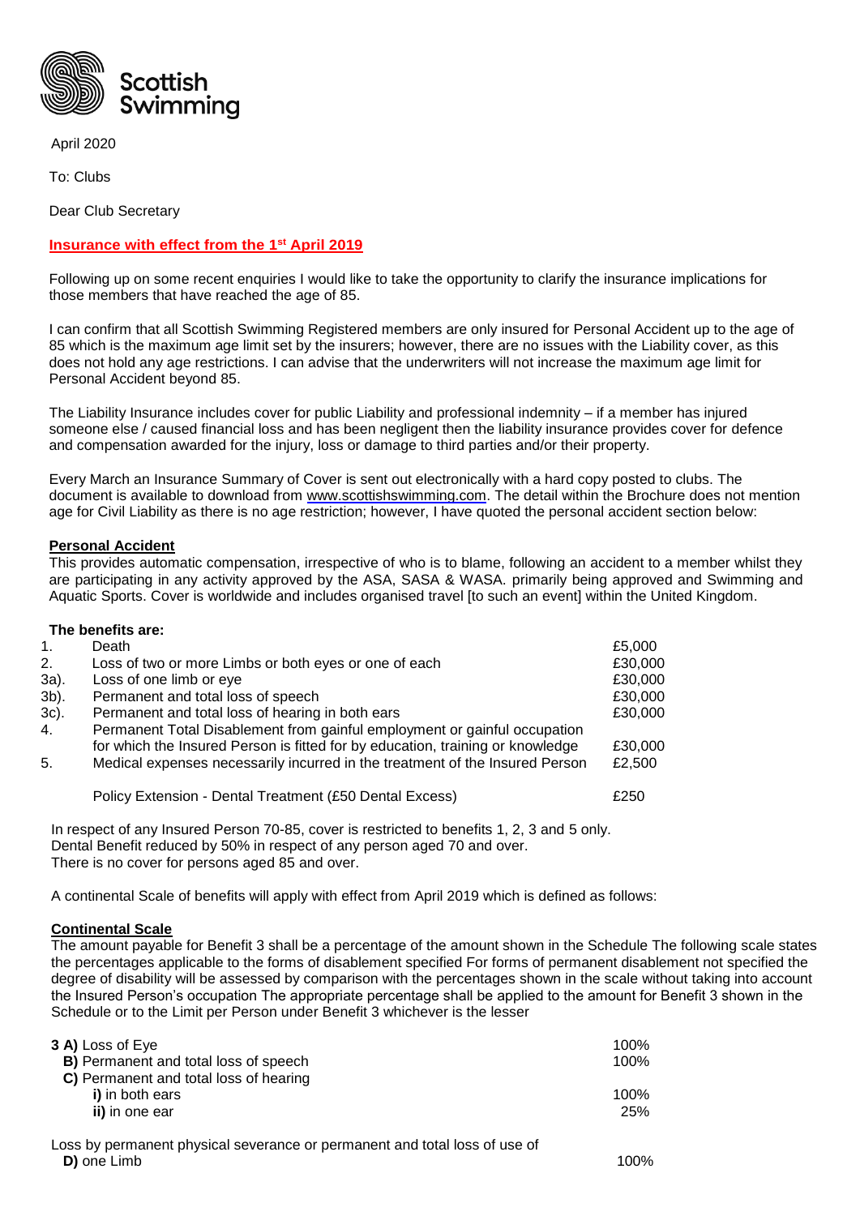Scottish Swimming

April 2020

To: Clubs

Dear Club Secretary

**Insurance with effect from the 1st April 2019**

Following up on some recent enquiries I would like to take the opportunity to clarify the insurance implications for those members that have reached the age of 85.

I can confirm that all Scottish Swimming Registered members are only insured for Personal Accident up to the age of 85 which is the maximum age limit set by the insurers; however, there are no issues with the Liability cover, as this does not hold any age restrictions. I can advise that the underwriters will not increase the maximum age limit for Personal Accident beyond 85.

The Liability Insurance includes cover for public Liability and professional indemnity – if a member has injured someone else / caused financial loss and has been negligent then the liability insurance provides cover for defence and compensation awarded for the injury, loss or damage to third parties and/or their property.

Every March an Insurance Summary of Cover is sent out electronically with a hard copy posted to clubs. The document is available to download from www.scottishswimming.com. The detail within the Brochure does not mention age for Civil Liability as there is no age restriction; however, I have quoted the personal accident section below:

**Personal Accident**

This provides automatic compensation, irrespective of who is to blame, following an accident to a member whilst they are participating in any activity approved by the ASA, SASA & WASA. primarily being approved and Swimming and Aquatic Sports. Cover is worldwide and includes organised travel [to such an event] within the United Kingdom.

**The benefits are:**

| | | |
|---|---|---|
| 1. | Death | £5,000 |
| 2. | Loss of two or more Limbs or both eyes or one of each | £30,000 |
| 3a). | Loss of one limb or eye | £30,000 |
| 3b). | Permanent and total loss of speech | £30,000 |
| 3c). | Permanent and total loss of hearing in both ears | £30,000 |
| 4. | Permanent Total Disablement from gainful employment or gainful occupation for which the Insured Person is fitted for by education, training or knowledge | £30,000 |
| 5. | Medical expenses necessarily incurred in the treatment of the Insured Person | £2,500 |
| | Policy Extension - Dental Treatment (£50 Dental Excess) | £250 |

In respect of any Insured Person 70-85, cover is restricted to benefits 1, 2, 3 and 5 only.
Dental Benefit reduced by 50% in respect of any person aged 70 and over.
There is no cover for persons aged 85 and over.

A continental Scale of benefits will apply with effect from April 2019 which is defined as follows:

**Continental Scale**

The amount payable for Benefit 3 shall be a percentage of the amount shown in the Schedule The following scale states the percentages applicable to the forms of disablement specified For forms of permanent disablement not specified the degree of disability will be assessed by comparison with the percentages shown in the scale without taking into account the Insured Person's occupation The appropriate percentage shall be applied to the amount for Benefit 3 shown in the Schedule or to the Limit per Person under Benefit 3 whichever is the lesser

| | |
|---|---|
| **3 A)** Loss of Eye | 100% |
| **B)** Permanent and total loss of speech | 100% |
| **C)** Permanent and total loss of hearing | |
| **i)** in both ears | 100% |
| **ii)** in one ear | 25% |

Loss by permanent physical severance or permanent and total loss of use of

| | |
|---|---|
| **D)** one Limb | 100% |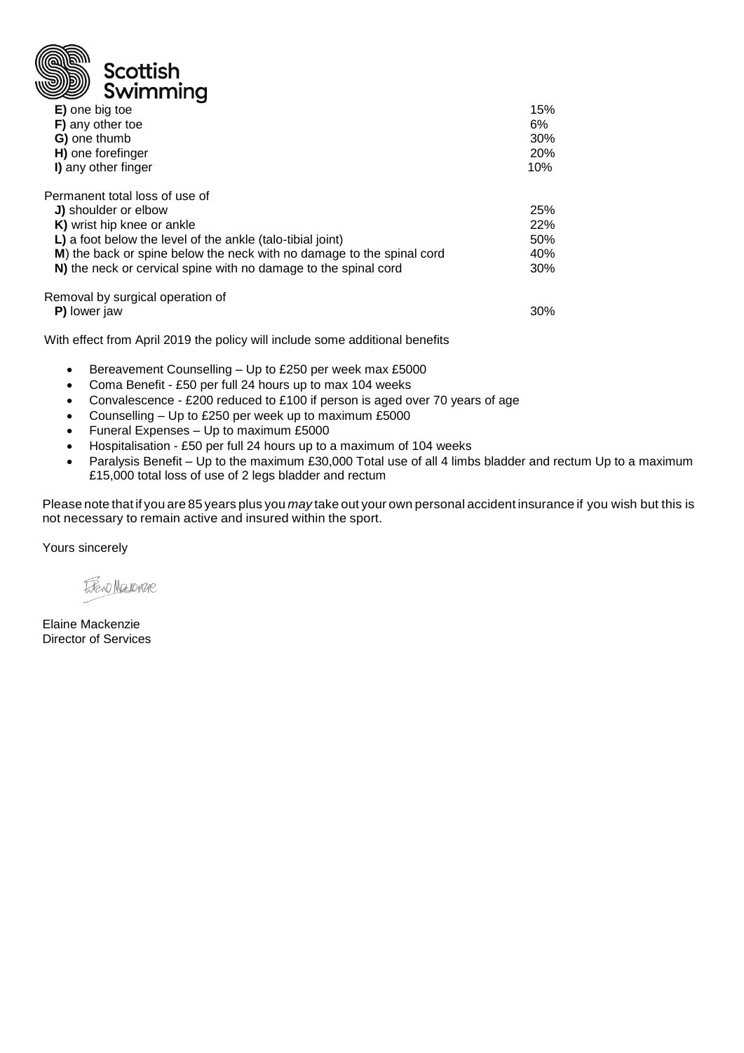| | |
|---|---|
| **E)** one big toe | 15% |
| **F)** any other toe | 6% |
| **G)** one thumb | 30% |
| **H)** one forefinger | 20% |
| **I)** any other finger | 10% |
| Permanent total loss of use of | |
| **J)** shoulder or elbow | 25% |
| **K)** wrist hip knee or ankle | 22% |
| **L)** a foot below the level of the ankle (talo-tibial joint) | 50% |
| **M**) the back or spine below the neck with no damage to the spinal cord | 40% |
| **N)** the neck or cervical spine with no damage to the spinal cord | 30% |
| Removal by surgical operation of | |
| **P)** lower jaw | 30% |

With effect from April 2019 the policy will include some additional benefits

- Bereavement Counselling – Up to £250 per week max £5000
- Coma Benefit - £50 per full 24 hours up to max 104 weeks
- Convalescence - £200 reduced to £100 if person is aged over 70 years of age
- Counselling – Up to £250 per week up to maximum £5000
- Funeral Expenses – Up to maximum £5000
- Hospitalisation - £50 per full 24 hours up to a maximum of 104 weeks
- Paralysis Benefit – Up to the maximum £30,000 Total use of all 4 limbs bladder and rectum Up to a maximum £15,000 total loss of use of 2 legs bladder and rectum

Please note that if you are 85 years plus you *may* take out your own personal accident insurance if you wish but this is not necessary to remain active and insured within the sport.

Yours sincerely

Elaine Mackenzie
Director of Services